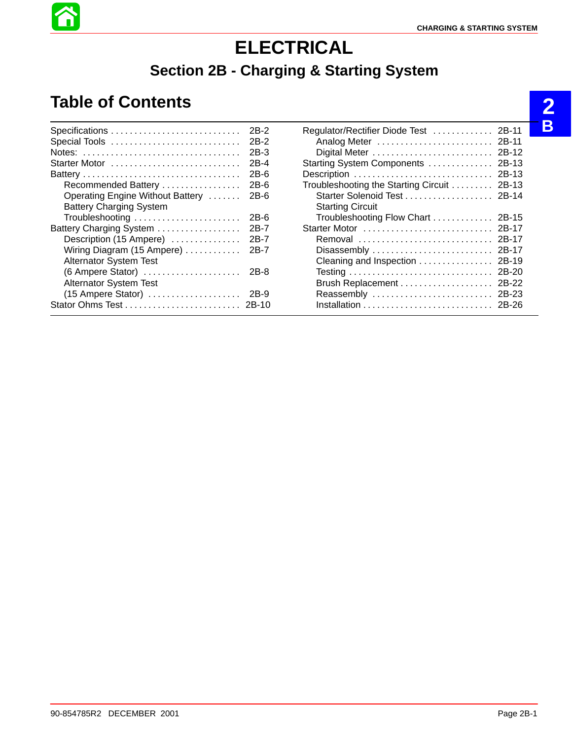# ELECTRICAL

## Section 2B - Charging & Starting System

## Table of Contents

| Topic | Page |
|---|---|
| Specifications | 2B-2 |
| Special Tools | 2B-2 |
| Notes: | 2B-3 |
| Starter Motor | 2B-4 |
| Battery | 2B-6 |
| Recommended Battery | 2B-6 |
| Operating Engine Without Battery | 2B-6 |
| Battery Charging System Troubleshooting | 2B-6 |
| Battery Charging System | 2B-7 |
| Description (15 Ampere) | 2B-7 |
| Wiring Diagram (15 Ampere) | 2B-7 |
| Alternator System Test (6 Ampere Stator) | 2B-8 |
| Alternator System Test (15 Ampere Stator) | 2B-9 |
| Stator Ohms Test | 2B-10 |
| Regulator/Rectifier Diode Test | 2B-11 |
| Analog Meter | 2B-11 |
| Digital Meter | 2B-12 |
| Starting System Components | 2B-13 |
| Description | 2B-13 |
| Troubleshooting the Starting Circuit | 2B-13 |
| Starter Solenoid Test | 2B-14 |
| Starting Circuit Troubleshooting Flow Chart | 2B-15 |
| Starter Motor | 2B-17 |
| Removal | 2B-17 |
| Disassembly | 2B-17 |
| Cleaning and Inspection | 2B-19 |
| Testing | 2B-20 |
| Brush Replacement | 2B-22 |
| Reassembly | 2B-23 |
| Installation | 2B-26 |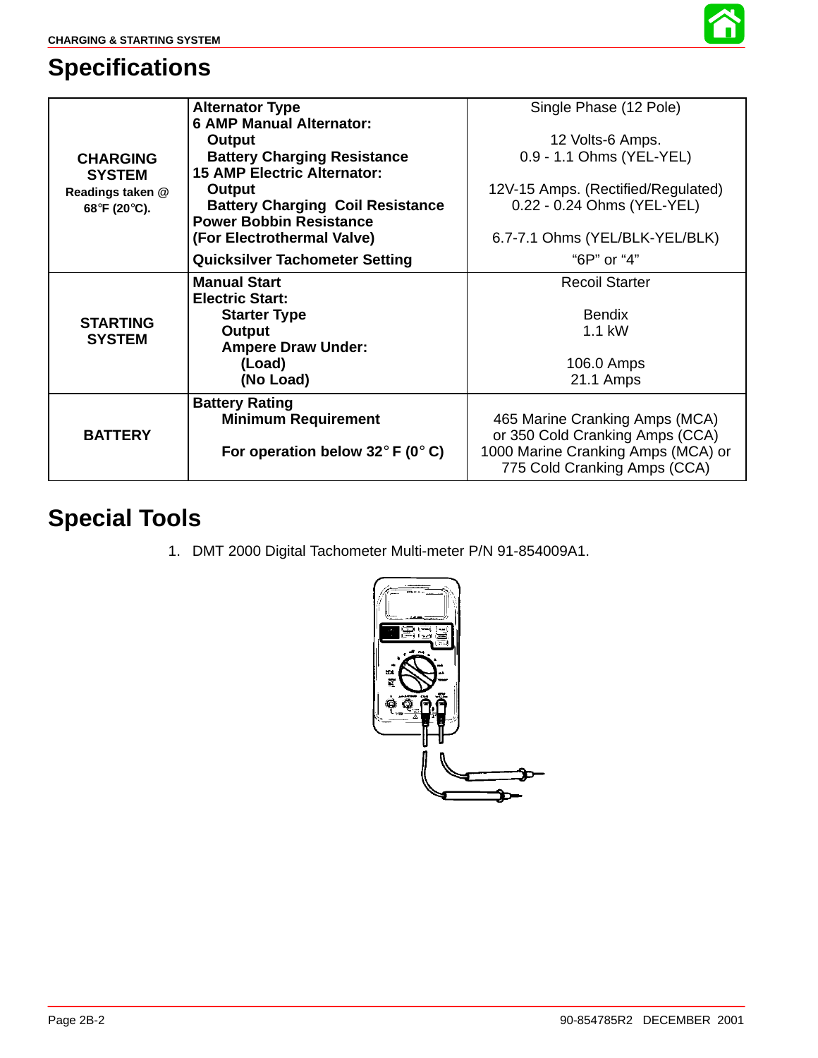# Specifications

| | | |
|---|---|---|
| **CHARGING SYSTEM** **Readings taken @ 68°F (20°C).** | **Alternator Type** | Single Phase (12 Pole) |
| | **6 AMP Manual Alternator:** | |
| | **Output** | 12 Volts-6 Amps. |
| | **Battery Charging Resistance** | 0.9 - 1.1 Ohms (YEL-YEL) |
| | **15 AMP Electric Alternator:** | |
| | **Output** | 12V-15 Amps. (Rectified/Regulated) |
| | **Battery Charging Coil Resistance** | 0.22 - 0.24 Ohms (YEL-YEL) |
| | **Power Bobbin Resistance (For Electrothermal Valve)** | 6.7-7.1 Ohms (YEL/BLK-YEL/BLK) |
| | **Quicksilver Tachometer Setting** | "6P" or "4" |
| **STARTING SYSTEM** | **Manual Start** | Recoil Starter |
| | **Electric Start:** | |
| | **Starter Type** | Bendix |
| | **Output** | 1.1 kW |
| | **Ampere Draw Under:** | |
| | **(Load)** | 106.0 Amps |
| | **(No Load)** | 21.1 Amps |
| **BATTERY** | **Battery Rating** | |
| | **Minimum Requirement** | 465 Marine Cranking Amps (MCA) or 350 Cold Cranking Amps (CCA) |
| | **For operation below 32° F (0° C)** | 1000 Marine Cranking Amps (MCA) or 775 Cold Cranking Amps (CCA) |

# Special Tools

1. DMT 2000 Digital Tachometer Multi-meter P/N 91-854009A1.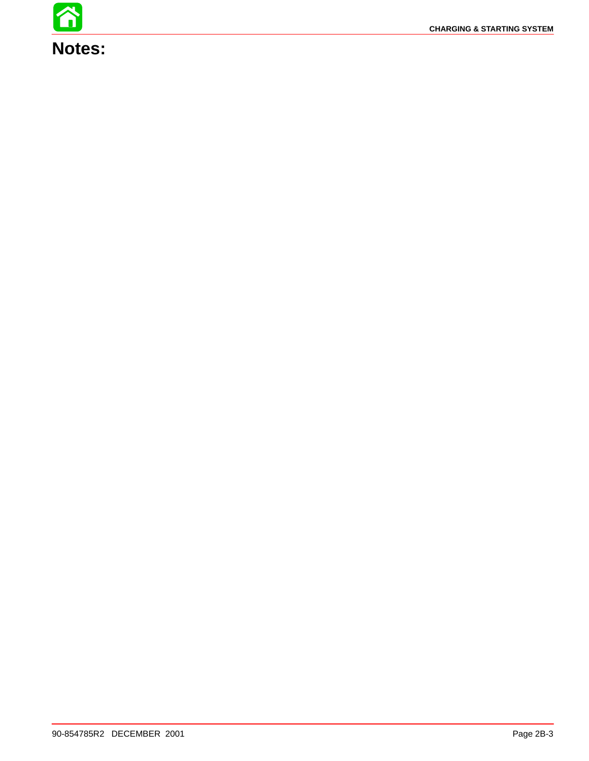# Notes: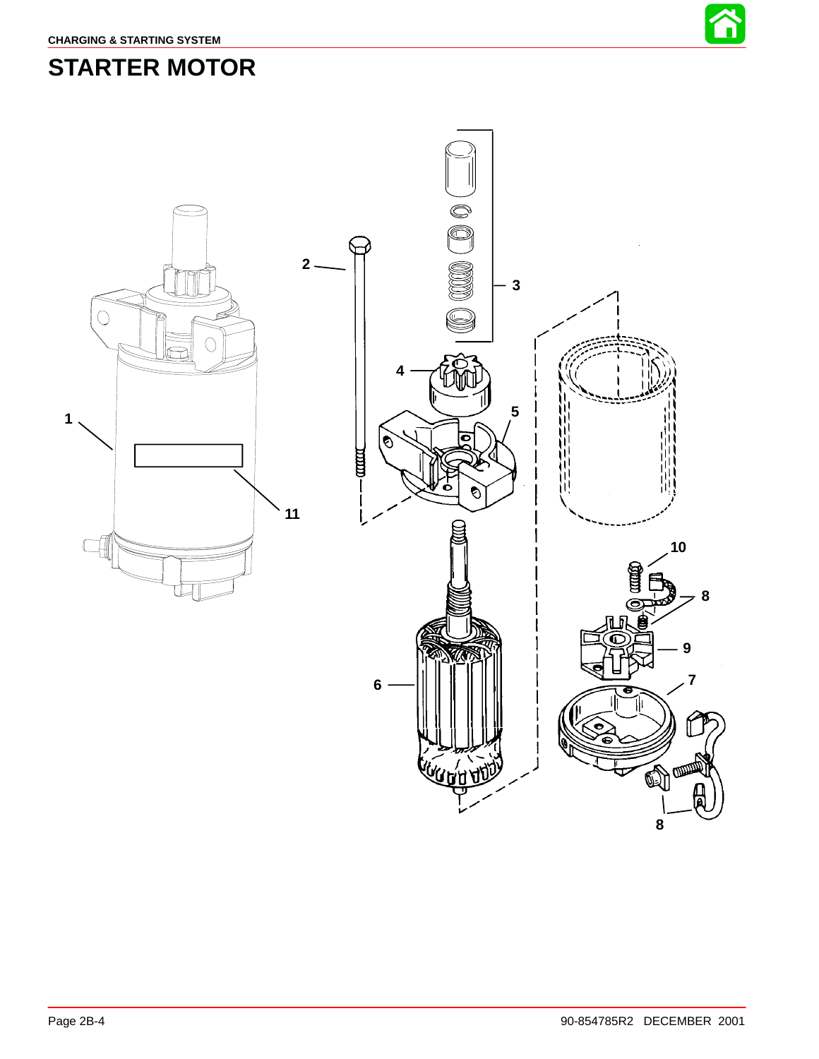# STARTER MOTOR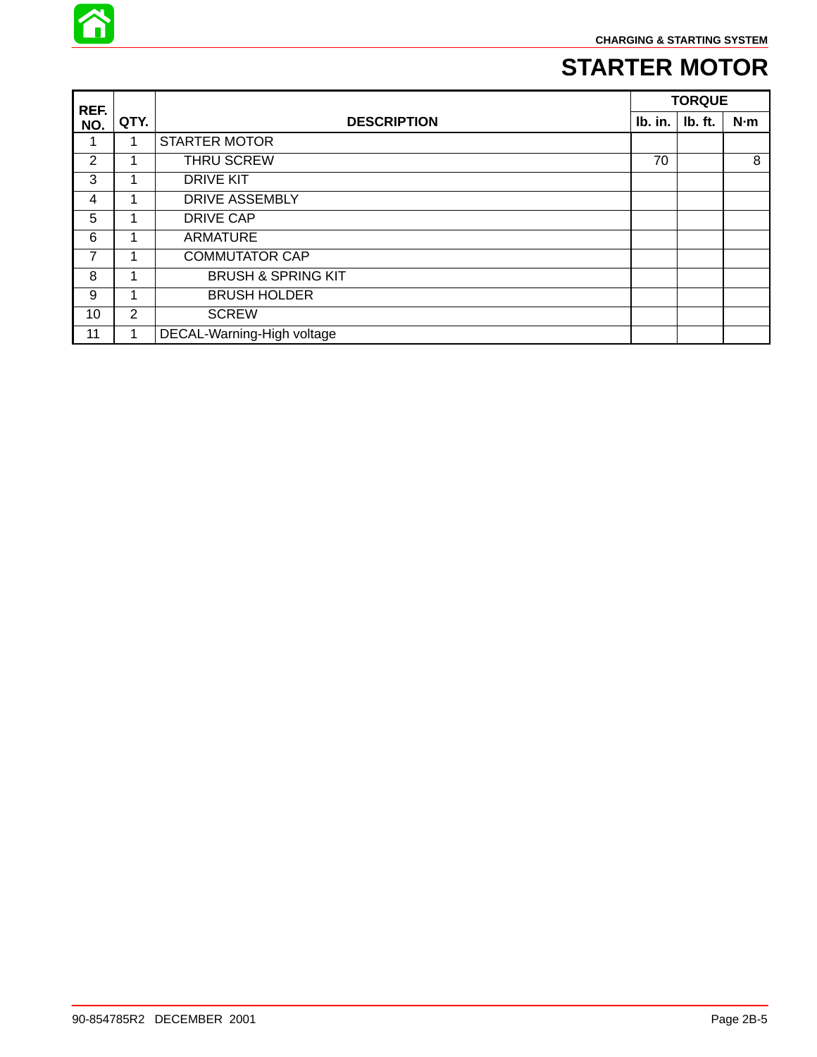# STARTER MOTOR

| REF. NO. | QTY. | DESCRIPTION | TORQUE | | |
|---|---|---|---|---|---|
| | | | lb. in. | lb. ft. | N·m |
| 1 | 1 | STARTER MOTOR | | | |
| 2 | 1 | THRU SCREW | 70 | | 8 |
| 3 | 1 | DRIVE KIT | | | |
| 4 | 1 | DRIVE ASSEMBLY | | | |
| 5 | 1 | DRIVE CAP | | | |
| 6 | 1 | ARMATURE | | | |
| 7 | 1 | COMMUTATOR CAP | | | |
| 8 | 1 | BRUSH & SPRING KIT | | | |
| 9 | 1 | BRUSH HOLDER | | | |
| 10 | 2 | SCREW | | | |
| 11 | 1 | DECAL-Warning-High voltage | | | |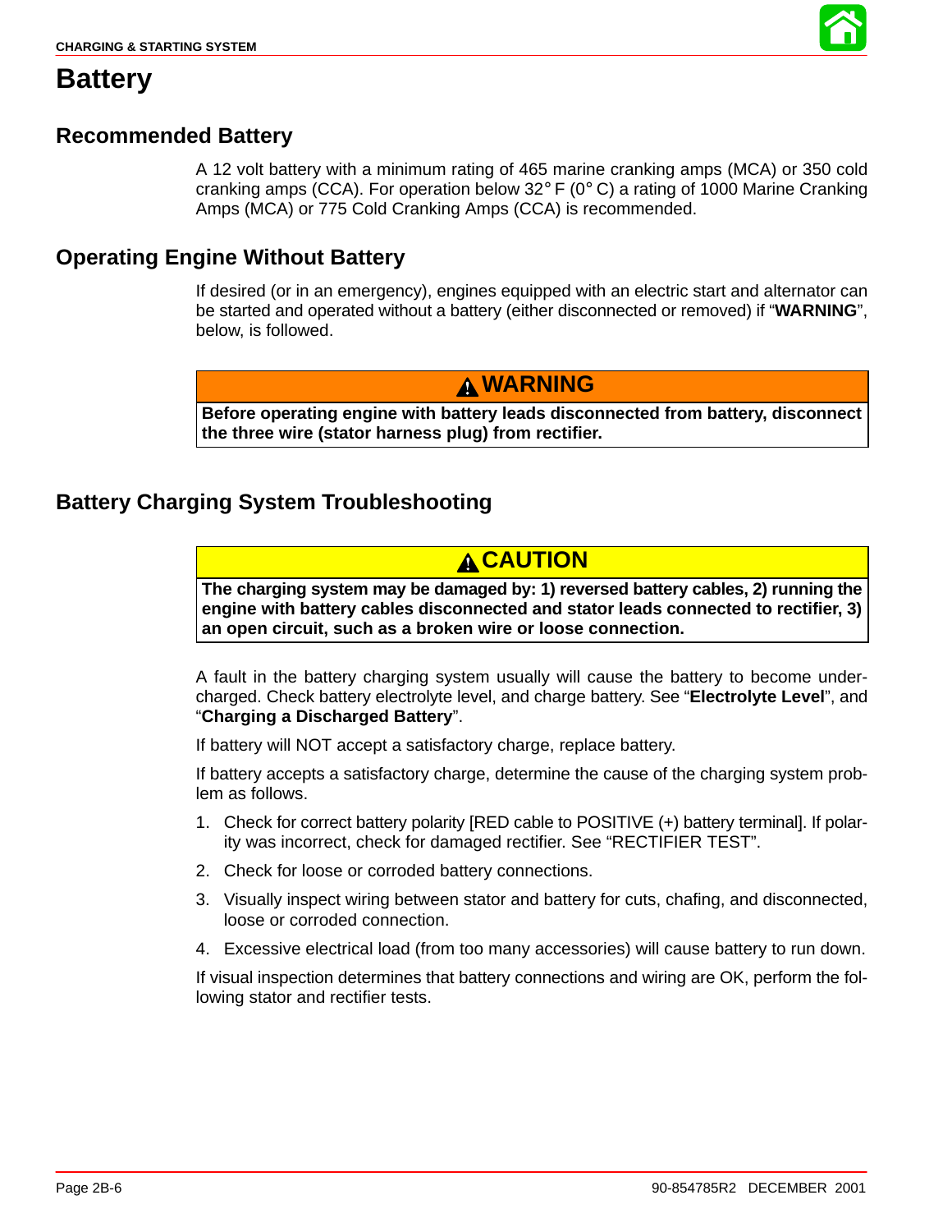# Battery

## Recommended Battery

A 12 volt battery with a minimum rating of 465 marine cranking amps (MCA) or 350 cold cranking amps (CCA). For operation below 32° F (0° C) a rating of 1000 Marine Cranking Amps (MCA) or 775 Cold Cranking Amps (CCA) is recommended.

## Operating Engine Without Battery

If desired (or in an emergency), engines equipped with an electric start and alternator can be started and operated without a battery (either disconnected or removed) if "**WARNING**", below, is followed.

> **⚠ WARNING**
>
> **Before operating engine with battery leads disconnected from battery, disconnect the three wire (stator harness plug) from rectifier.**

## Battery Charging System Troubleshooting

> **⚠ CAUTION**
>
> **The charging system may be damaged by: 1) reversed battery cables, 2) running the engine with battery cables disconnected and stator leads connected to rectifier, 3) an open circuit, such as a broken wire or loose connection.**

A fault in the battery charging system usually will cause the battery to become undercharged. Check battery electrolyte level, and charge battery. See "**Electrolyte Level**", and "**Charging a Discharged Battery**".

If battery will NOT accept a satisfactory charge, replace battery.

If battery accepts a satisfactory charge, determine the cause of the charging system problem as follows.

1. Check for correct battery polarity [RED cable to POSITIVE (+) battery terminal]. If polarity was incorrect, check for damaged rectifier. See "RECTIFIER TEST".
2. Check for loose or corroded battery connections.
3. Visually inspect wiring between stator and battery for cuts, chafing, and disconnected, loose or corroded connection.
4. Excessive electrical load (from too many accessories) will cause battery to run down.

If visual inspection determines that battery connections and wiring are OK, perform the following stator and rectifier tests.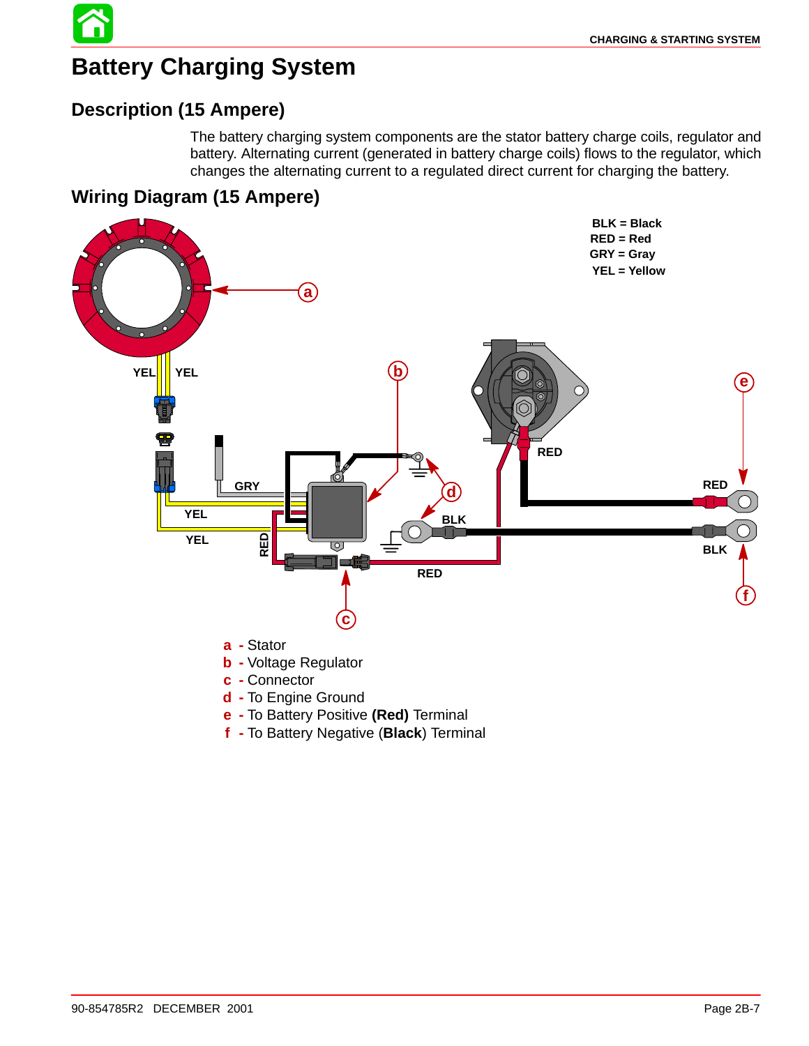# Battery Charging System

## Description (15 Ampere)

The battery charging system components are the stator battery charge coils, regulator and battery. Alternating current (generated in battery charge coils) flows to the regulator, which changes the alternating current to a regulated direct current for charging the battery.

## Wiring Diagram (15 Ampere)

BLK = Black
RED = Red
GRY = Gray
YEL = Yellow

a - Stator
b - Voltage Regulator
c - Connector
d - To Engine Ground
e - To Battery Positive **(Red)** Terminal
f - To Battery Negative (**Black**) Terminal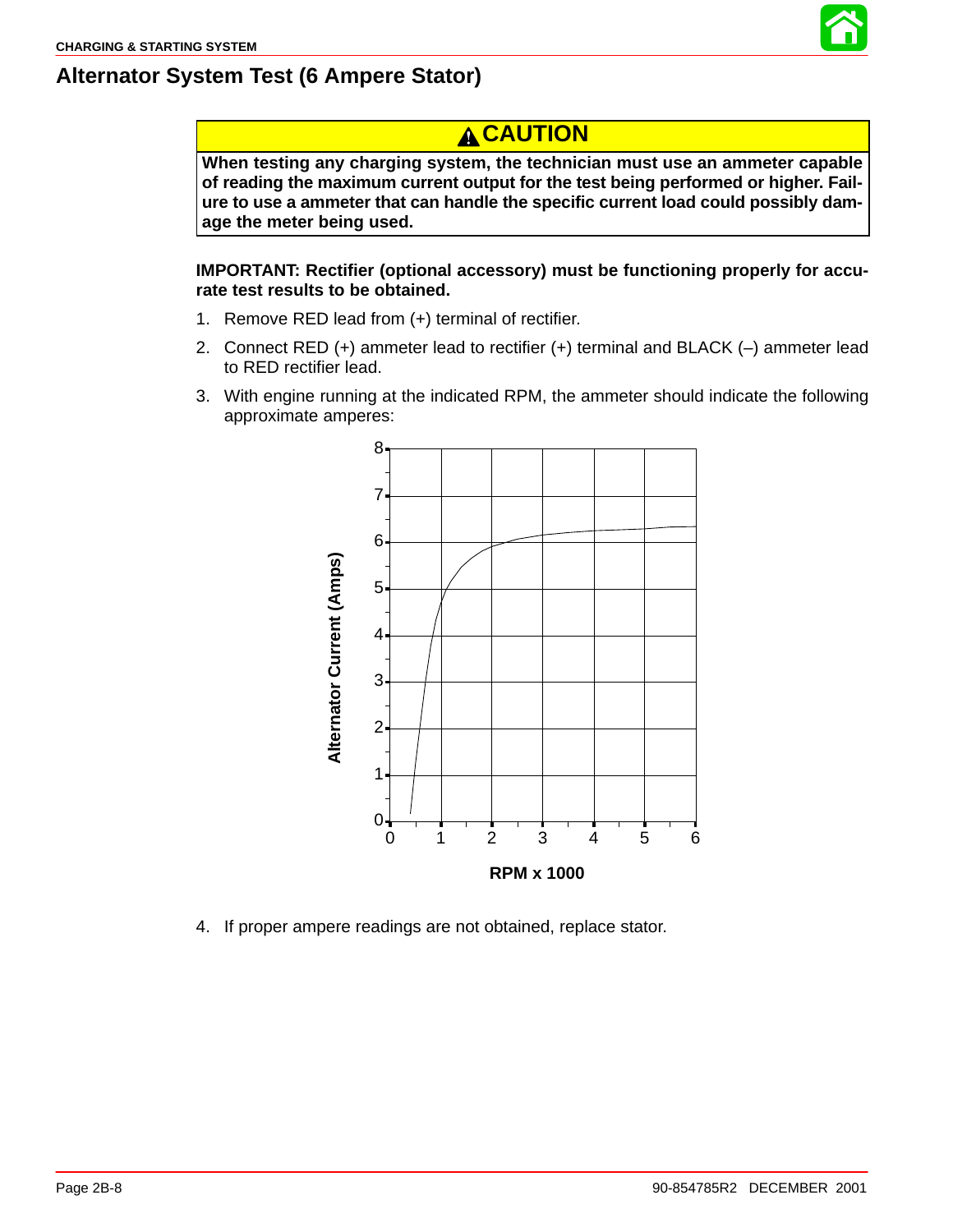## Alternator System Test (6 Ampere Stator)

**⚠ CAUTION**

**When testing any charging system, the technician must use an ammeter capable of reading the maximum current output for the test being performed or higher. Failure to use a ammeter that can handle the specific current load could possibly damage the meter being used.**

**IMPORTANT: Rectifier (optional accessory) must be functioning properly for accurate test results to be obtained.**

1. Remove RED lead from (+) terminal of rectifier.
2. Connect RED (+) ammeter lead to rectifier (+) terminal and BLACK (–) ammeter lead to RED rectifier lead.
3. With engine running at the indicated RPM, the ammeter should indicate the following approximate amperes:

4. If proper ampere readings are not obtained, replace stator.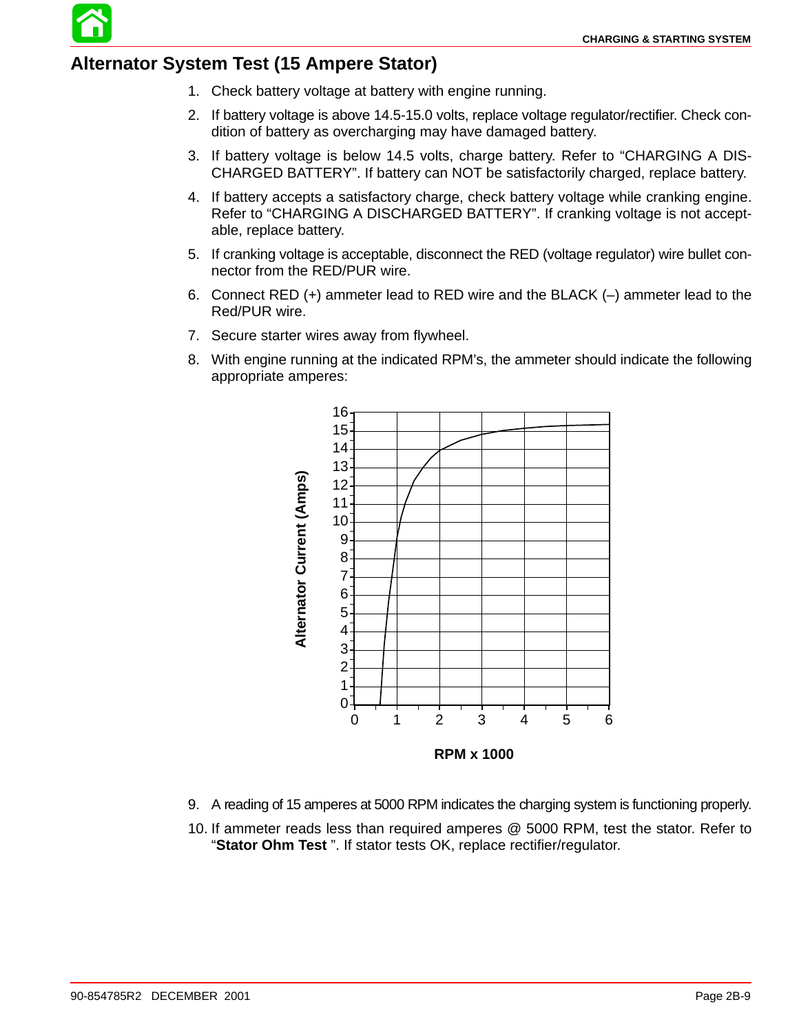## Alternator System Test (15 Ampere Stator)

1. Check battery voltage at battery with engine running.
2. If battery voltage is above 14.5-15.0 volts, replace voltage regulator/rectifier. Check condition of battery as overcharging may have damaged battery.
3. If battery voltage is below 14.5 volts, charge battery. Refer to “CHARGING A DISCHARGED BATTERY”. If battery can NOT be satisfactorily charged, replace battery.
4. If battery accepts a satisfactory charge, check battery voltage while cranking engine. Refer to “CHARGING A DISCHARGED BATTERY”. If cranking voltage is not acceptable, replace battery.
5. If cranking voltage is acceptable, disconnect the RED (voltage regulator) wire bullet connector from the RED/PUR wire.
6. Connect RED (+) ammeter lead to RED wire and the BLACK (–) ammeter lead to the Red/PUR wire.
7. Secure starter wires away from flywheel.
8. With engine running at the indicated RPM’s, the ammeter should indicate the following appropriate amperes:

Alternator Current (Amps) vs. RPM x 1000

9. A reading of 15 amperes at 5000 RPM indicates the charging system is functioning properly.
10. If ammeter reads less than required amperes @ 5000 RPM, test the stator. Refer to “**Stator Ohm Test** ”. If stator tests OK, replace rectifier/regulator.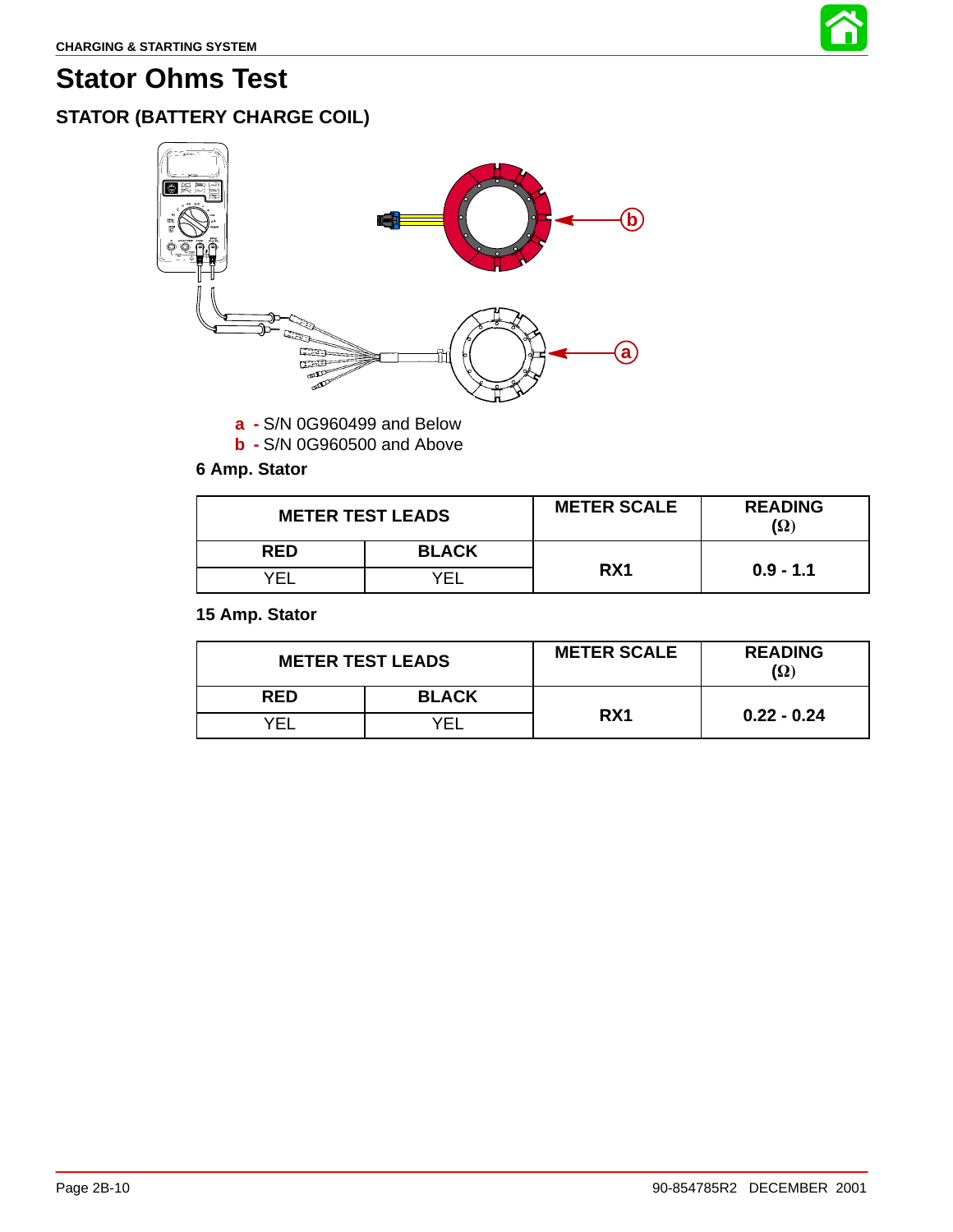# Stator Ohms Test

## STATOR (BATTERY CHARGE COIL)

**a -** S/N 0G960499 and Below
**b -** S/N 0G960500 and Above

**6 Amp. Stator**

| METER TEST LEADS | | METER SCALE | READING (Ω) |
|---|---|---|---|
| **RED** | **BLACK** | **RX1** | **0.9 - 1.1** |
| YEL | YEL | | |

**15 Amp. Stator**

| METER TEST LEADS | | METER SCALE | READING (Ω) |
|---|---|---|---|
| **RED** | **BLACK** | **RX1** | **0.22 - 0.24** |
| YEL | YEL | | |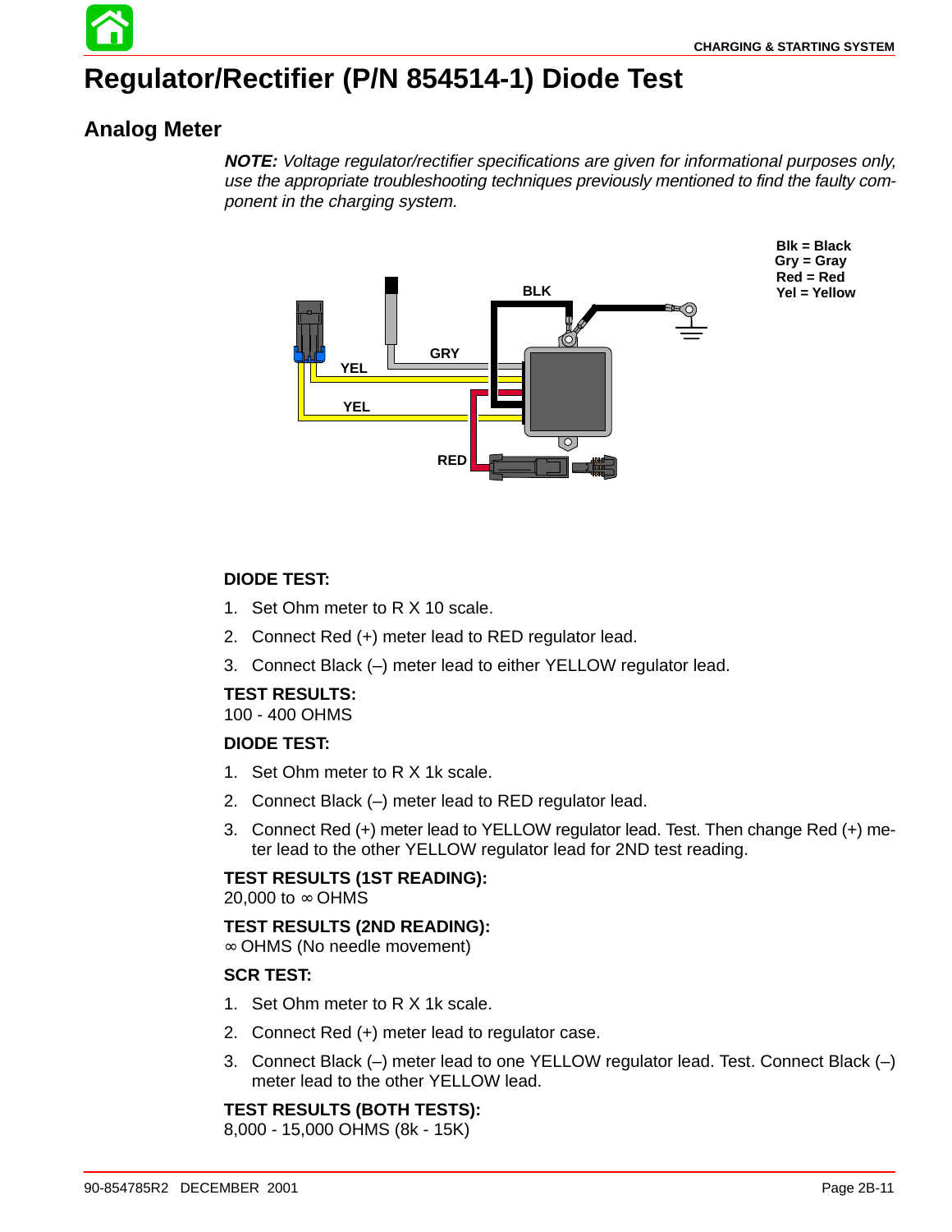# Regulator/Rectifier (P/N 854514-1) Diode Test

## Analog Meter

***NOTE:*** *Voltage regulator/rectifier specifications are given for informational purposes only, use the appropriate troubleshooting techniques previously mentioned to find the faulty component in the charging system.*

Blk = Black
Gry = Gray
Red = Red
Yel = Yellow

**DIODE TEST:**

1. Set Ohm meter to R X 10 scale.
2. Connect Red (+) meter lead to RED regulator lead.
3. Connect Black (–) meter lead to either YELLOW regulator lead.

**TEST RESULTS:**
100 - 400 OHMS

**DIODE TEST:**

1. Set Ohm meter to R X 1k scale.
2. Connect Black (–) meter lead to RED regulator lead.
3. Connect Red (+) meter lead to YELLOW regulator lead. Test. Then change Red (+) meter lead to the other YELLOW regulator lead for 2ND test reading.

**TEST RESULTS (1ST READING):**
20,000 to ∞ OHMS

**TEST RESULTS (2ND READING):**
∞ OHMS (No needle movement)

**SCR TEST:**

1. Set Ohm meter to R X 1k scale.
2. Connect Red (+) meter lead to regulator case.
3. Connect Black (–) meter lead to one YELLOW regulator lead. Test. Connect Black (–) meter lead to the other YELLOW lead.

**TEST RESULTS (BOTH TESTS):**
8,000 - 15,000 OHMS (8k - 15K)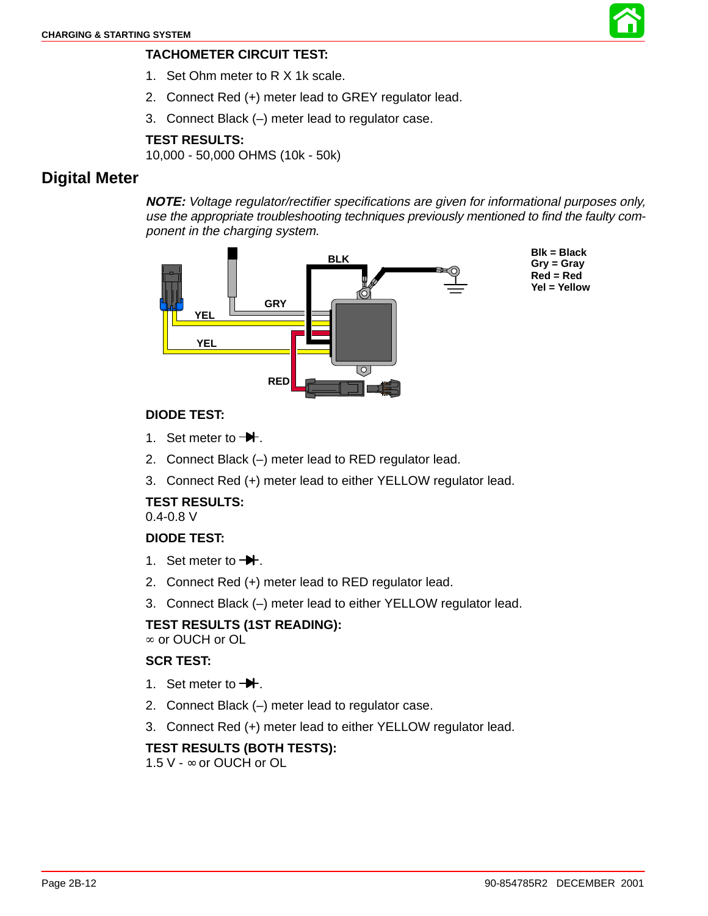**TACHOMETER CIRCUIT TEST:**

1. Set Ohm meter to R X 1k scale.
2. Connect Red (+) meter lead to GREY regulator lead.
3. Connect Black (–) meter lead to regulator case.

**TEST RESULTS:**
10,000 - 50,000 OHMS (10k - 50k)

## Digital Meter

***NOTE:*** *Voltage regulator/rectifier specifications are given for informational purposes only, use the appropriate troubleshooting techniques previously mentioned to find the faulty component in the charging system.*

Blk = Black
Gry = Gray
Red = Red
Yel = Yellow

**DIODE TEST:**

1. Set meter to ⯈|.
2. Connect Black (–) meter lead to RED regulator lead.
3. Connect Red (+) meter lead to either YELLOW regulator lead.

**TEST RESULTS:**
0.4-0.8 V

**DIODE TEST:**

1. Set meter to ⯈|.
2. Connect Red (+) meter lead to RED regulator lead.
3. Connect Black (–) meter lead to either YELLOW regulator lead.

**TEST RESULTS (1ST READING):**
∞ or OUCH or OL

**SCR TEST:**

1. Set meter to ⯈|.
2. Connect Black (–) meter lead to regulator case.
3. Connect Red (+) meter lead to either YELLOW regulator lead.

**TEST RESULTS (BOTH TESTS):**
1.5 V - ∞ or OUCH or OL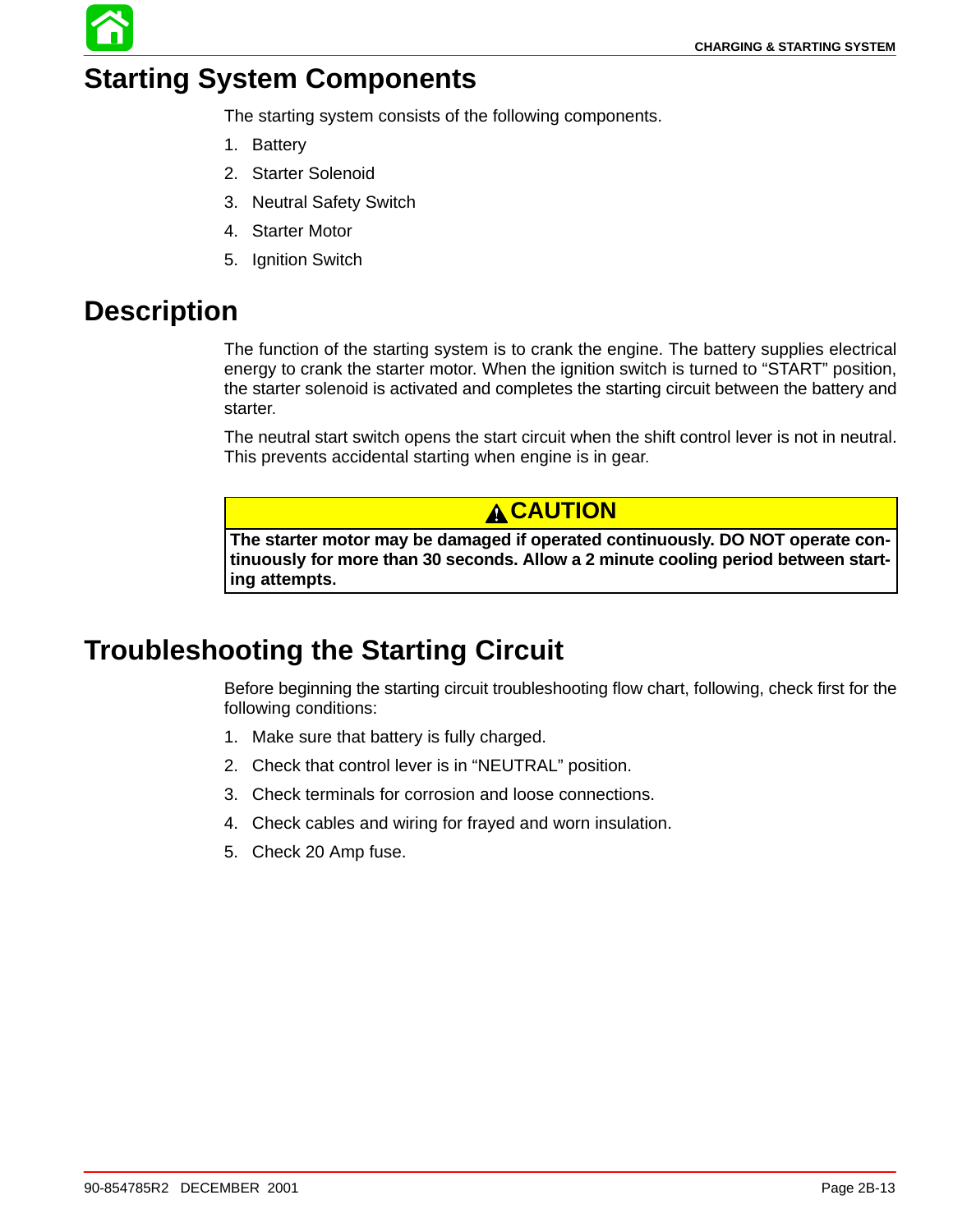# Starting System Components

The starting system consists of the following components.

1. Battery
2. Starter Solenoid
3. Neutral Safety Switch
4. Starter Motor
5. Ignition Switch

# Description

The function of the starting system is to crank the engine. The battery supplies electrical energy to crank the starter motor. When the ignition switch is turned to "START" position, the starter solenoid is activated and completes the starting circuit between the battery and starter.

The neutral start switch opens the start circuit when the shift control lever is not in neutral. This prevents accidental starting when engine is in gear.

**CAUTION**

**The starter motor may be damaged if operated continuously. DO NOT operate continuously for more than 30 seconds. Allow a 2 minute cooling period between starting attempts.**

# Troubleshooting the Starting Circuit

Before beginning the starting circuit troubleshooting flow chart, following, check first for the following conditions:

1. Make sure that battery is fully charged.
2. Check that control lever is in "NEUTRAL" position.
3. Check terminals for corrosion and loose connections.
4. Check cables and wiring for frayed and worn insulation.
5. Check 20 Amp fuse.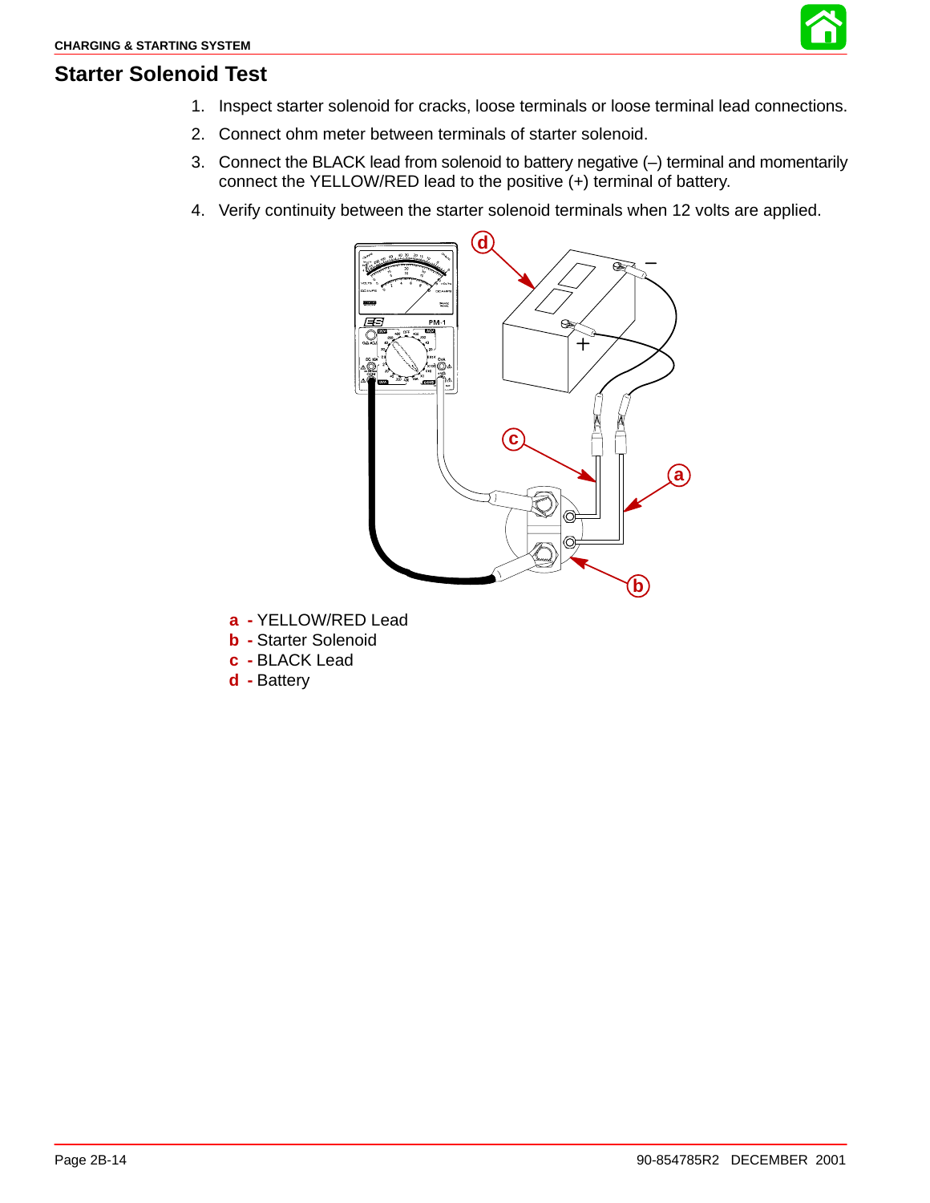## Starter Solenoid Test

1. Inspect starter solenoid for cracks, loose terminals or loose terminal lead connections.
2. Connect ohm meter between terminals of starter solenoid.
3. Connect the BLACK lead from solenoid to battery negative (–) terminal and momentarily connect the YELLOW/RED lead to the positive (+) terminal of battery.
4. Verify continuity between the starter solenoid terminals when 12 volts are applied.

**a** - YELLOW/RED Lead
**b** - Starter Solenoid
**c** - BLACK Lead
**d** - Battery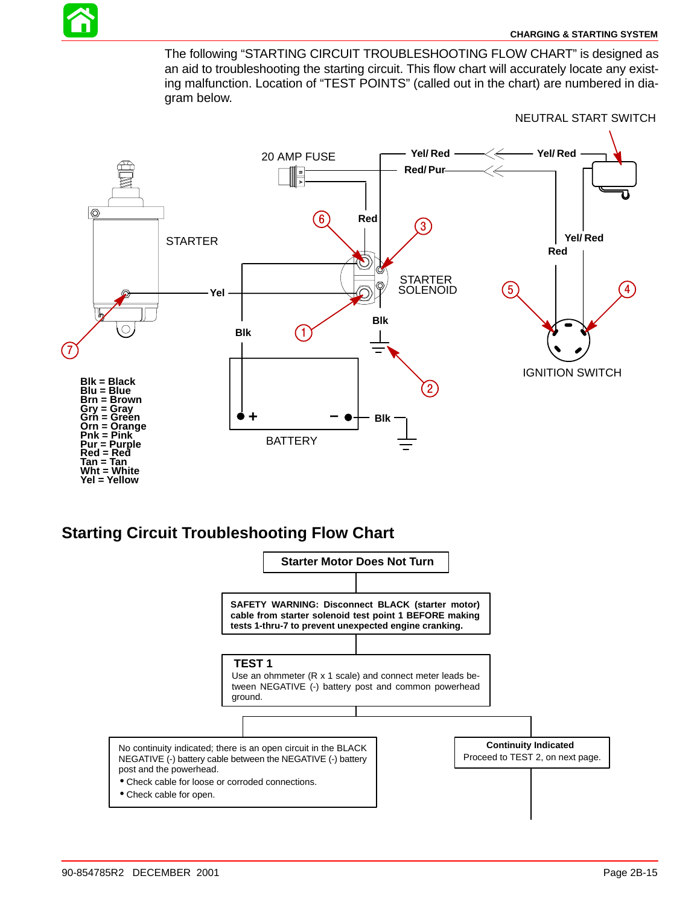The following “STARTING CIRCUIT TROUBLESHOOTING FLOW CHART” is designed as an aid to troubleshooting the starting circuit. This flow chart will accurately locate any existing malfunction. Location of “TEST POINTS” (called out in the chart) are numbered in diagram below.

NEUTRAL START SWITCH

20 AMP FUSE

Yel/ Red

Red/ Pur

Yel/ Red

Red

STARTER

Yel

Yel/ Red

Red

STARTER SOLENOID

Blk

Blk

IGNITION SWITCH

BATTERY

Blk

Blk = Black
Blu = Blue
Brn = Brown
Gry = Gray
Grn = Green
Orn = Orange
Pnk = Pink
Pur = Purple
Red = Red
Tan = Tan
Wht = White
Yel = Yellow

## Starting Circuit Troubleshooting Flow Chart

**Starter Motor Does Not Turn**

**SAFETY WARNING: Disconnect BLACK (starter motor) cable from starter solenoid test point 1 BEFORE making tests 1-thru-7 to prevent unexpected engine cranking.**

**TEST 1**
Use an ohmmeter (R x 1 scale) and connect meter leads between NEGATIVE (-) battery post and common powerhead ground.

No continuity indicated; there is an open circuit in the BLACK NEGATIVE (-) battery cable between the NEGATIVE (-) battery post and the powerhead.

- Check cable for loose or corroded connections.
- Check cable for open.

**Continuity Indicated**
Proceed to TEST 2, on next page.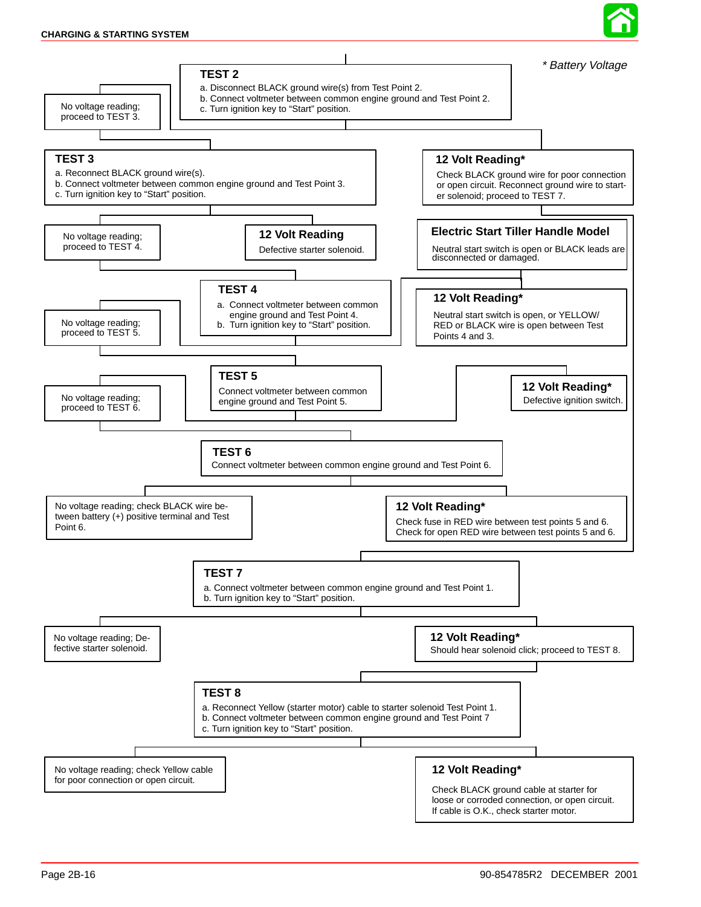*\* Battery Voltage*

**TEST 2**

a. Disconnect BLACK ground wire(s) from Test Point 2.
b. Connect voltmeter between common engine ground and Test Point 2.
c. Turn ignition key to “Start” position.

No voltage reading; proceed to TEST 3.

**12 Volt Reading\***

Check BLACK ground wire for poor connection or open circuit. Reconnect ground wire to starter solenoid; proceed to TEST 7.

**TEST 3**

a. Reconnect BLACK ground wire(s).
b. Connect voltmeter between common engine ground and Test Point 3.
c. Turn ignition key to “Start” position.

No voltage reading; proceed to TEST 4.

**12 Volt Reading**

Defective starter solenoid.

**Electric Start Tiller Handle Model**

Neutral start switch is open or BLACK leads are disconnected or damaged.

**TEST 4**

a. Connect voltmeter between common engine ground and Test Point 4.
b. Turn ignition key to “Start” position.

No voltage reading; proceed to TEST 5.

**12 Volt Reading\***

Neutral start switch is open, or YELLOW/RED or BLACK wire is open between Test Points 4 and 3.

**TEST 5**

Connect voltmeter between common engine ground and Test Point 5.

No voltage reading; proceed to TEST 6.

**12 Volt Reading\***

Defective ignition switch.

**TEST 6**

Connect voltmeter between common engine ground and Test Point 6.

No voltage reading; check BLACK wire between battery (+) positive terminal and Test Point 6.

**12 Volt Reading\***

Check fuse in RED wire between test points 5 and 6.
Check for open RED wire between test points 5 and 6.

**TEST 7**

a. Connect voltmeter between common engine ground and Test Point 1.
b. Turn ignition key to “Start” position.

No voltage reading; Defective starter solenoid.

**12 Volt Reading\***

Should hear solenoid click; proceed to TEST 8.

**TEST 8**

a. Reconnect Yellow (starter motor) cable to starter solenoid Test Point 1.
b. Connect voltmeter between common engine ground and Test Point 7
c. Turn ignition key to “Start” position.

No voltage reading; check Yellow cable for poor connection or open circuit.

**12 Volt Reading\***

Check BLACK ground cable at starter for loose or corroded connection, or open circuit. If cable is O.K., check starter motor.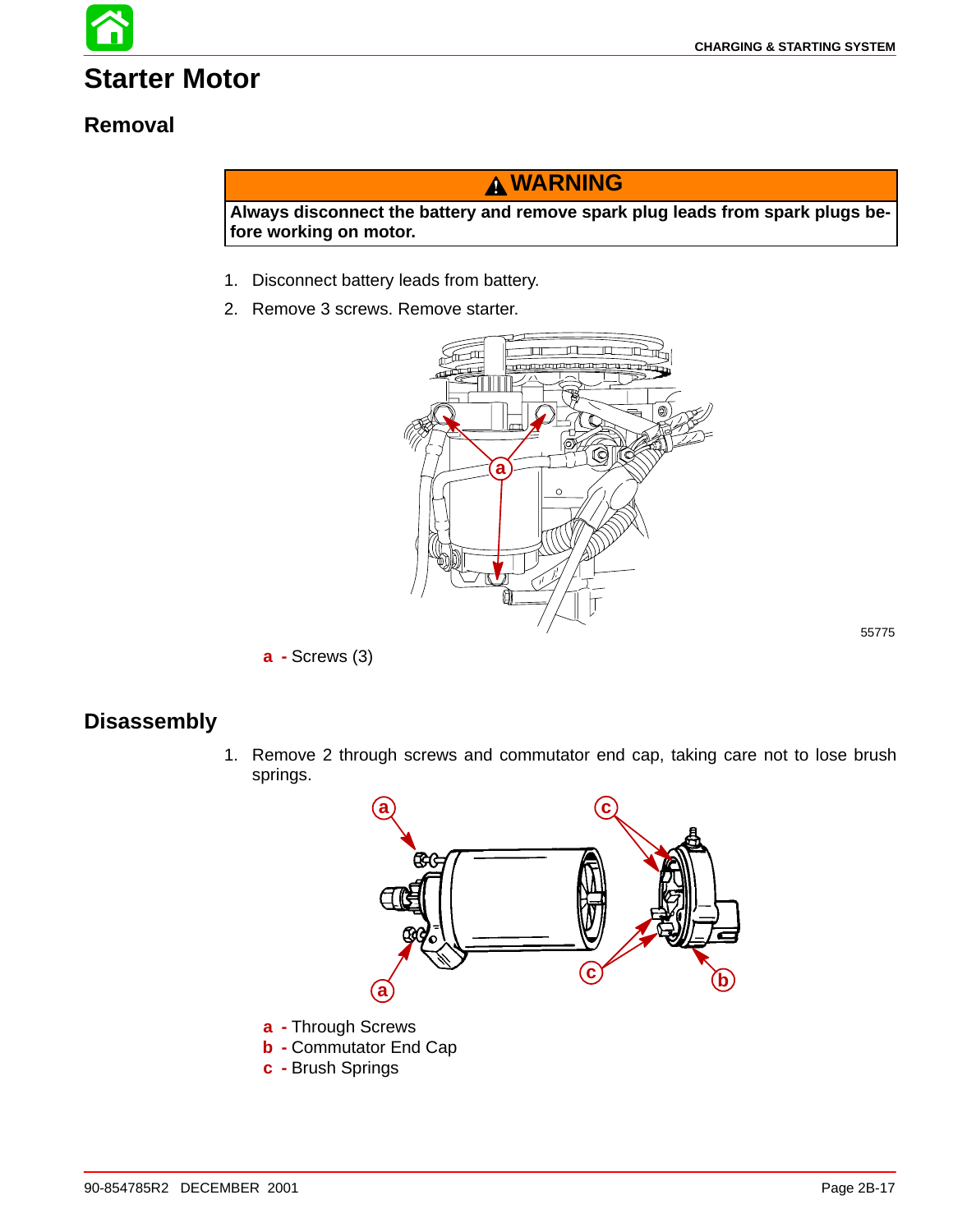# Starter Motor

## Removal

**⚠ WARNING**

**Always disconnect the battery and remove spark plug leads from spark plugs before working on motor.**

1. Disconnect battery leads from battery.
2. Remove 3 screws. Remove starter.

55775

**a** - Screws (3)

## Disassembly

1. Remove 2 through screws and commutator end cap, taking care not to lose brush springs.

**a** - Through Screws
**b** - Commutator End Cap
**c** - Brush Springs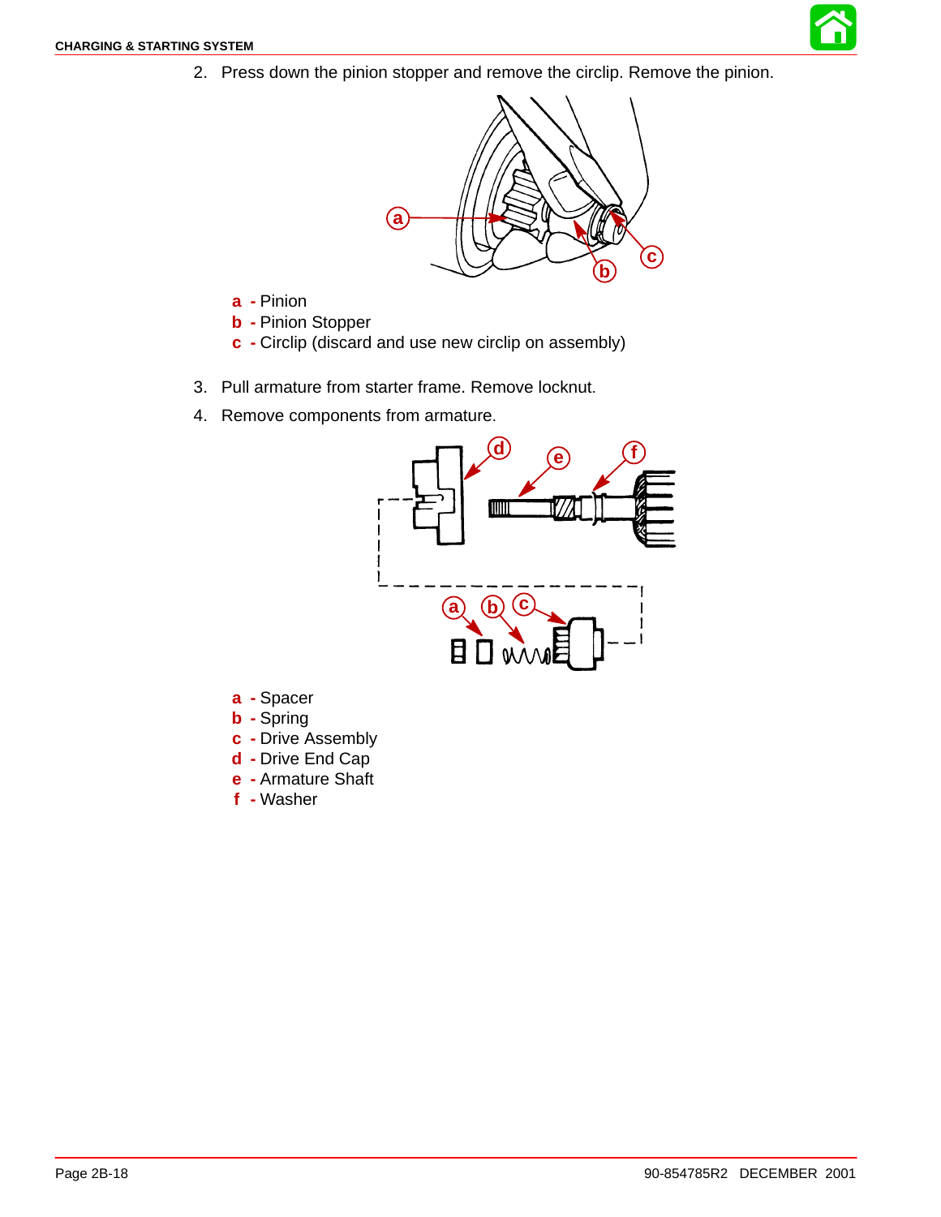2. Press down the pinion stopper and remove the circlip. Remove the pinion.

**a** - Pinion
**b** - Pinion Stopper
**c** - Circlip (discard and use new circlip on assembly)

3. Pull armature from starter frame. Remove locknut.
4. Remove components from armature.

**a** - Spacer
**b** - Spring
**c** - Drive Assembly
**d** - Drive End Cap
**e** - Armature Shaft
**f** - Washer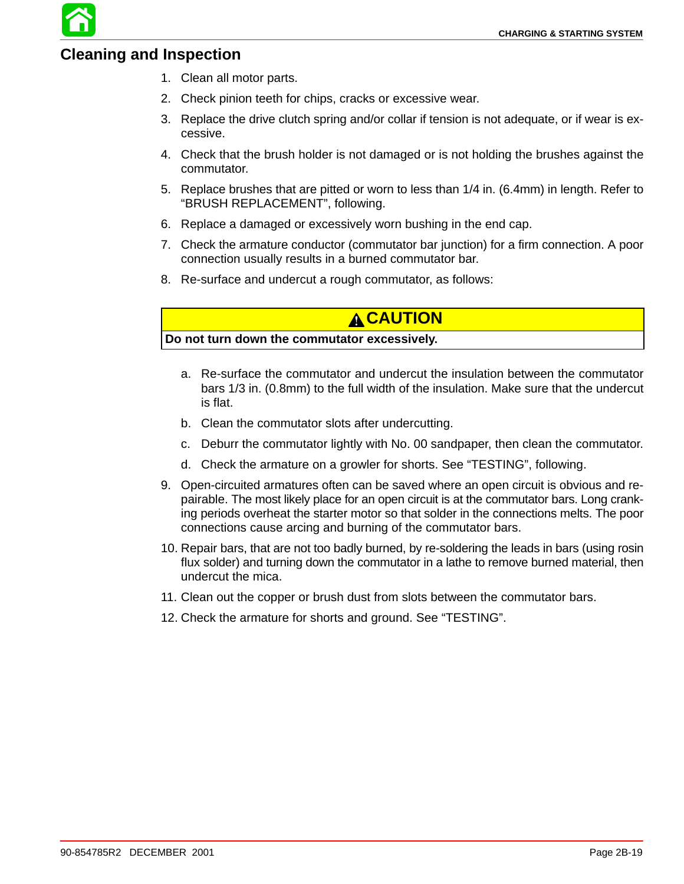## Cleaning and Inspection

1. Clean all motor parts.
2. Check pinion teeth for chips, cracks or excessive wear.
3. Replace the drive clutch spring and/or collar if tension is not adequate, or if wear is excessive.
4. Check that the brush holder is not damaged or is not holding the brushes against the commutator.
5. Replace brushes that are pitted or worn to less than 1/4 in. (6.4mm) in length. Refer to “BRUSH REPLACEMENT”, following.
6. Replace a damaged or excessively worn bushing in the end cap.
7. Check the armature conductor (commutator bar junction) for a firm connection. A poor connection usually results in a burned commutator bar.
8. Re-surface and undercut a rough commutator, as follows:

**⚠ CAUTION**

**Do not turn down the commutator excessively.**

   a. Re-surface the commutator and undercut the insulation between the commutator bars 1/3 in. (0.8mm) to the full width of the insulation. Make sure that the undercut is flat.

   b. Clean the commutator slots after undercutting.

   c. Deburr the commutator lightly with No. 00 sandpaper, then clean the commutator.

   d. Check the armature on a growler for shorts. See “TESTING”, following.

9. Open-circuited armatures often can be saved where an open circuit is obvious and repairable. The most likely place for an open circuit is at the commutator bars. Long cranking periods overheat the starter motor so that solder in the connections melts. The poor connections cause arcing and burning of the commutator bars.
10. Repair bars, that are not too badly burned, by re-soldering the leads in bars (using rosin flux solder) and turning down the commutator in a lathe to remove burned material, then undercut the mica.
11. Clean out the copper or brush dust from slots between the commutator bars.
12. Check the armature for shorts and ground. See “TESTING”.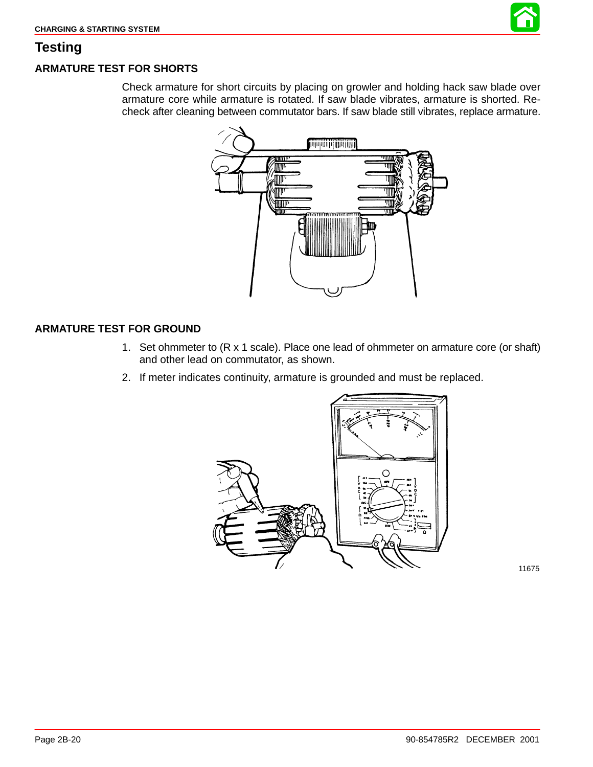## Testing

### ARMATURE TEST FOR SHORTS

Check armature for short circuits by placing on growler and holding hack saw blade over armature core while armature is rotated. If saw blade vibrates, armature is shorted. Recheck after cleaning between commutator bars. If saw blade still vibrates, replace armature.

### ARMATURE TEST FOR GROUND

1. Set ohmmeter to (R x 1 scale). Place one lead of ohmmeter on armature core (or shaft) and other lead on commutator, as shown.
2. If meter indicates continuity, armature is grounded and must be replaced.

11675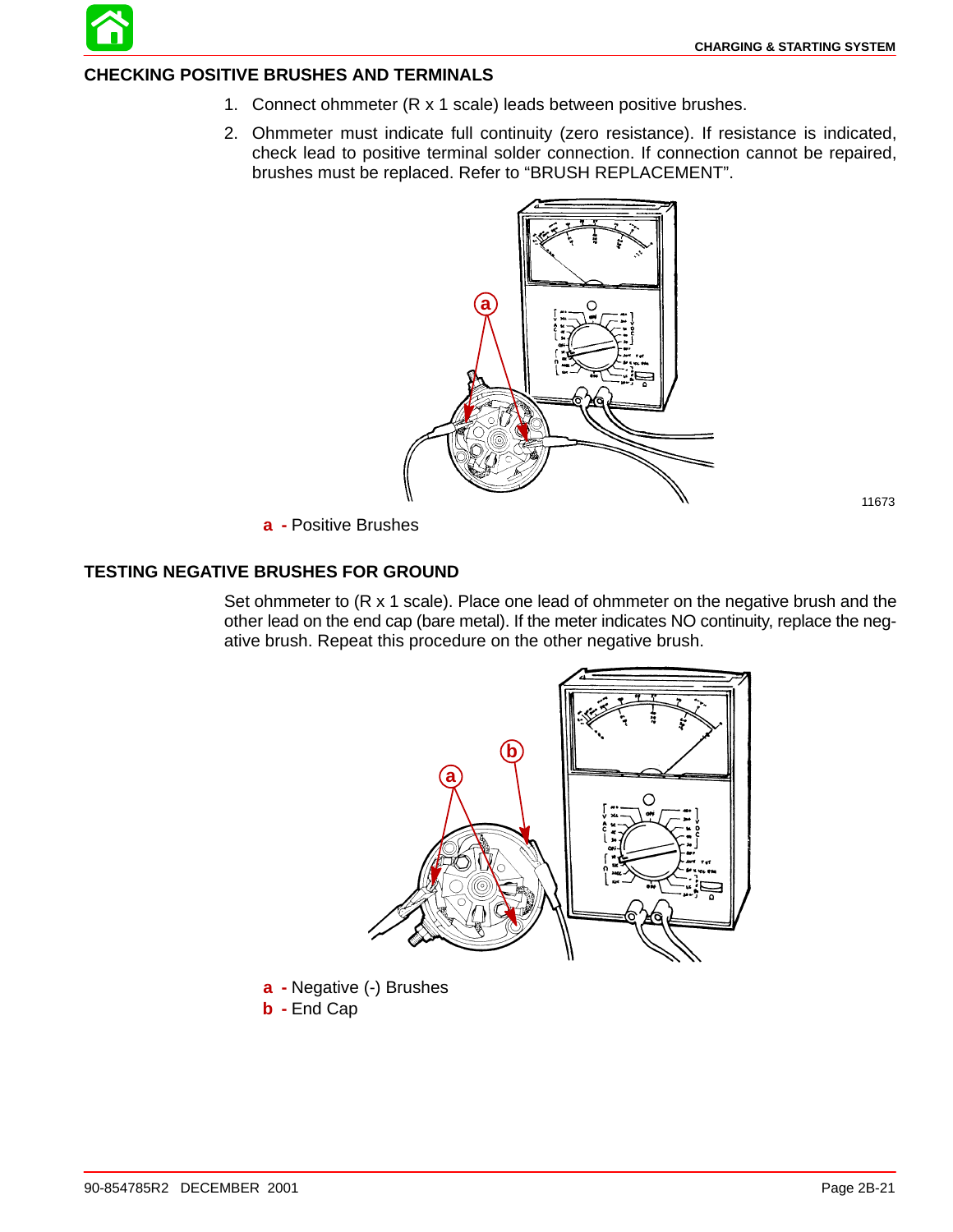## CHECKING POSITIVE BRUSHES AND TERMINALS

1. Connect ohmmeter (R x 1 scale) leads between positive brushes.
2. Ohmmeter must indicate full continuity (zero resistance). If resistance is indicated, check lead to positive terminal solder connection. If connection cannot be repaired, brushes must be replaced. Refer to "BRUSH REPLACEMENT".

11673

**a** - Positive Brushes

## TESTING NEGATIVE BRUSHES FOR GROUND

Set ohmmeter to (R x 1 scale). Place one lead of ohmmeter on the negative brush and the other lead on the end cap (bare metal). If the meter indicates NO continuity, replace the negative brush. Repeat this procedure on the other negative brush.

**a** - Negative (-) Brushes
**b** - End Cap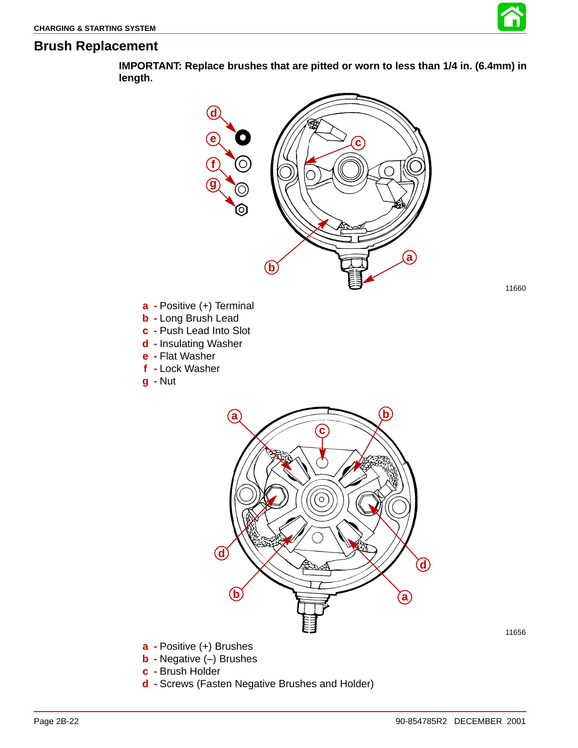## Brush Replacement

**IMPORTANT: Replace brushes that are pitted or worn to less than 1/4 in. (6.4mm) in length.**

11660

**a** - Positive (+) Terminal
**b** - Long Brush Lead
**c** - Push Lead Into Slot
**d** - Insulating Washer
**e** - Flat Washer
**f** - Lock Washer
**g** - Nut

11656

**a** - Positive (+) Brushes
**b** - Negative (–) Brushes
**c** - Brush Holder
**d** - Screws (Fasten Negative Brushes and Holder)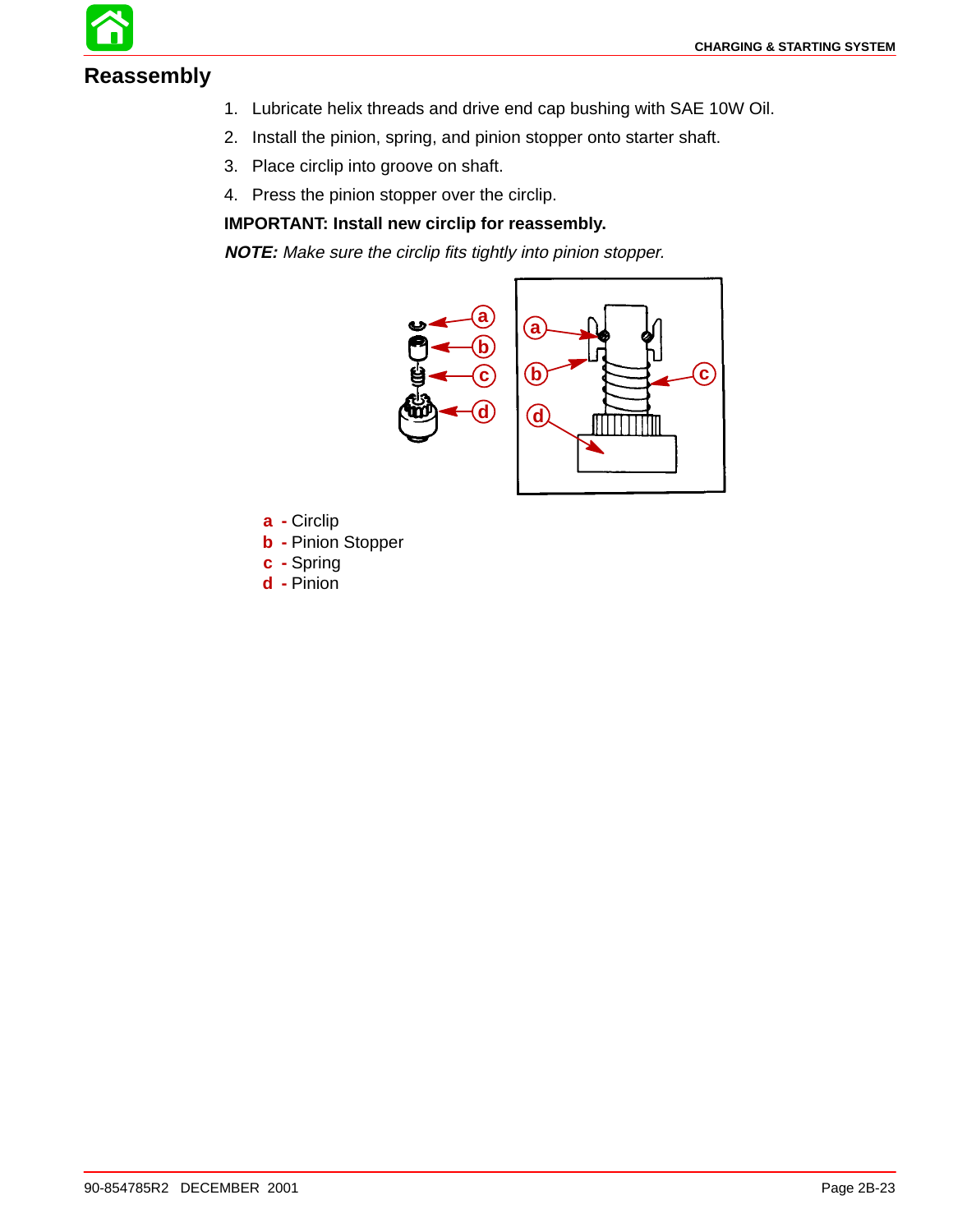## Reassembly

1. Lubricate helix threads and drive end cap bushing with SAE 10W Oil.
2. Install the pinion, spring, and pinion stopper onto starter shaft.
3. Place circlip into groove on shaft.
4. Press the pinion stopper over the circlip.

**IMPORTANT: Install new circlip for reassembly.**

***NOTE:*** *Make sure the circlip fits tightly into pinion stopper.*

**a** - Circlip
**b** - Pinion Stopper
**c** - Spring
**d** - Pinion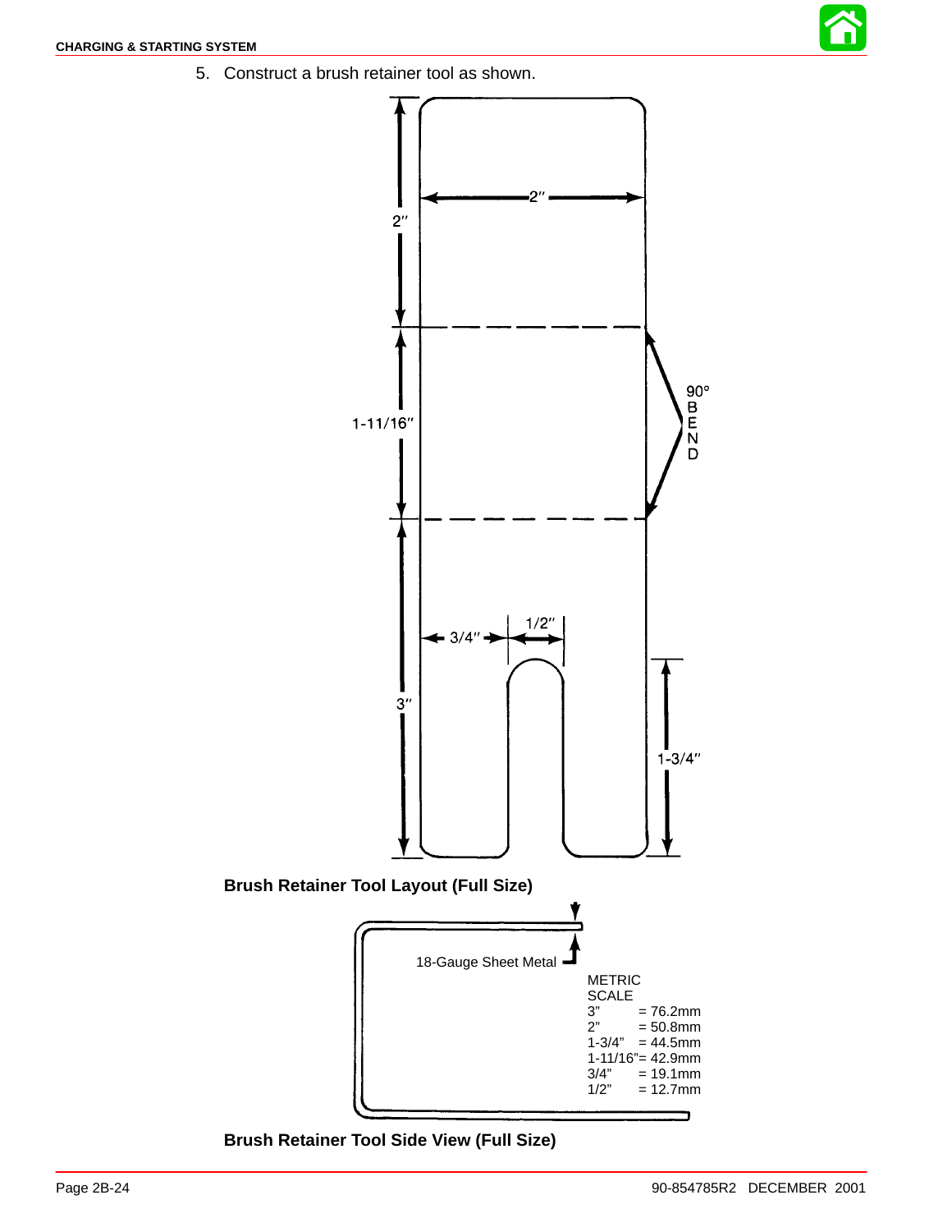5. Construct a brush retainer tool as shown.

**Brush Retainer Tool Layout (Full Size)**

18-Gauge Sheet Metal

METRIC SCALE

| | |
|---|---|
| 3" | = 76.2mm |
| 2" | = 50.8mm |
| 1-3/4" | = 44.5mm |
| 1-11/16" | = 42.9mm |
| 3/4" | = 19.1mm |
| 1/2" | = 12.7mm |

**Brush Retainer Tool Side View (Full Size)**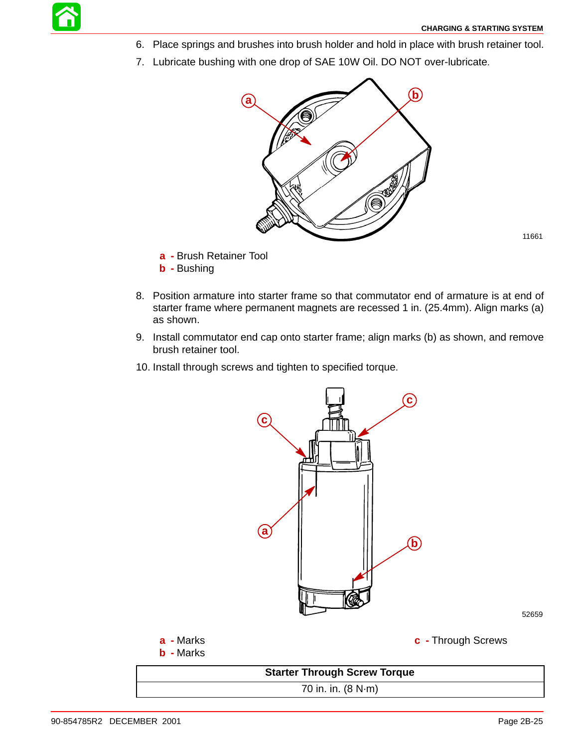6. Place springs and brushes into brush holder and hold in place with brush retainer tool.
7. Lubricate bushing with one drop of SAE 10W Oil. DO NOT over-lubricate.

11661

**a** - Brush Retainer Tool
**b** - Bushing

8. Position armature into starter frame so that commutator end of armature is at end of starter frame where permanent magnets are recessed 1 in. (25.4mm). Align marks (a) as shown.
9. Install commutator end cap onto starter frame; align marks (b) as shown, and remove brush retainer tool.
10. Install through screws and tighten to specified torque.

52659

**a** - Marks
**b** - Marks
**c** - Through Screws

| Starter Through Screw Torque |
| --- |
| 70 in. in. (8 N·m) |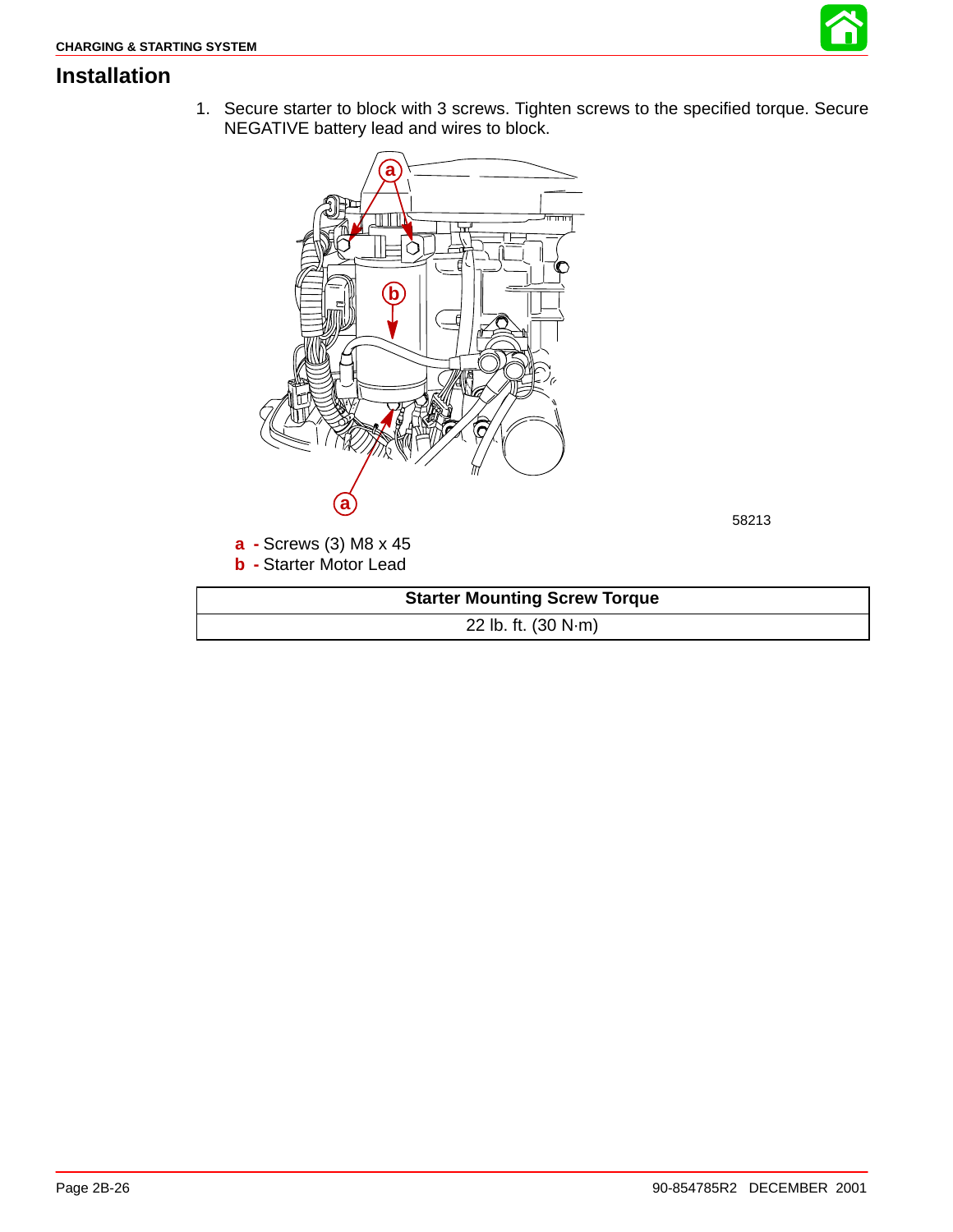## Installation

1. Secure starter to block with 3 screws. Tighten screws to the specified torque. Secure NEGATIVE battery lead and wires to block.

58213

**a** - Screws (3) M8 x 45
**b** - Starter Motor Lead

| Starter Mounting Screw Torque |
|---|
| 22 lb. ft. (30 N·m) |